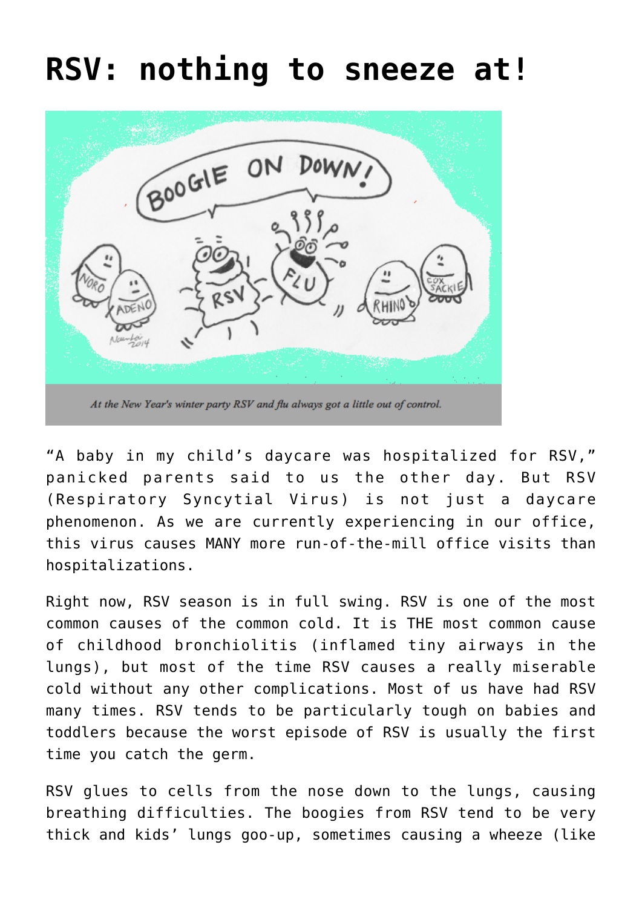# RSV: nothing to sneeze at!

*At the New Year's winter party RSV and flu always got a little out of control.*

"A baby in my child's daycare was hospitalized for RSV," panicked parents said to us the other day. But RSV (Respiratory Syncytial Virus) is not just a daycare phenomenon. As we are currently experiencing in our office, this virus causes MANY more run-of-the-mill office visits than hospitalizations.

Right now, RSV season is in full swing. RSV is one of the most common causes of the common cold. It is THE most common cause of childhood bronchiolitis (inflamed tiny airways in the lungs), but most of the time RSV causes a really miserable cold without any other complications. Most of us have had RSV many times. RSV tends to be particularly tough on babies and toddlers because the worst episode of RSV is usually the first time you catch the germ.

RSV glues to cells from the nose down to the lungs, causing breathing difficulties. The boogies from RSV tend to be very thick and kids' lungs goo-up, sometimes causing a wheeze (like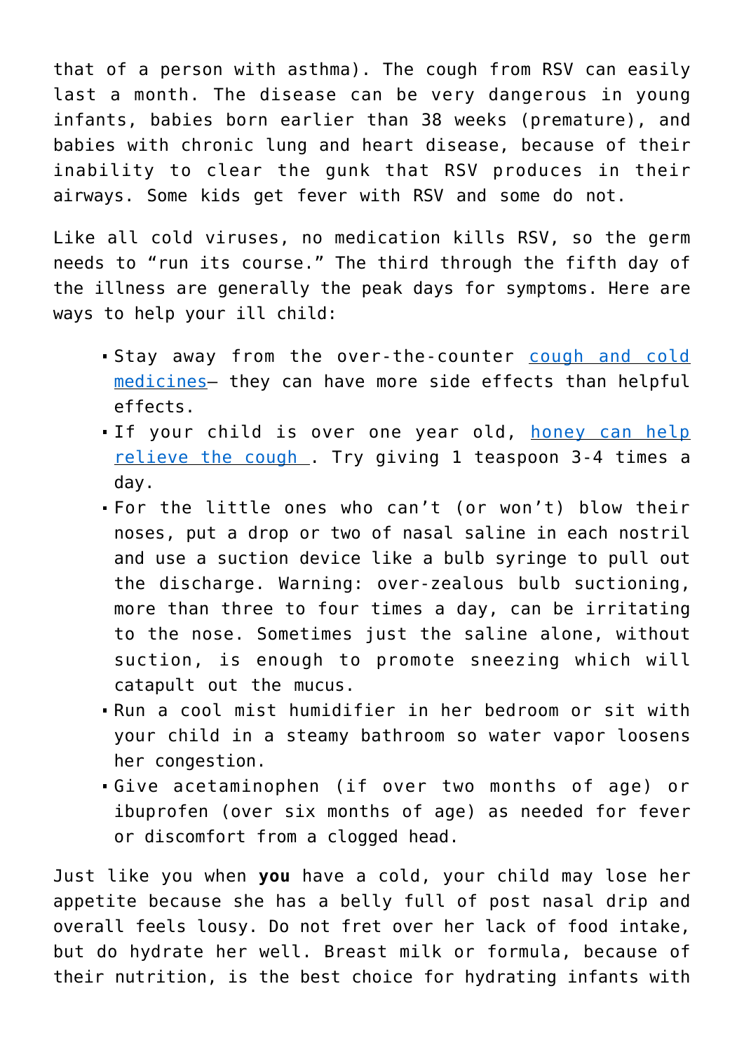that of a person with asthma). The cough from RSV can easily last a month. The disease can be very dangerous in young infants, babies born earlier than 38 weeks (premature), and babies with chronic lung and heart disease, because of their inability to clear the gunk that RSV produces in their airways. Some kids get fever with RSV and some do not.

Like all cold viruses, no medication kills RSV, so the germ needs to "run its course." The third through the fifth day of the illness are generally the peak days for symptoms. Here are ways to help your ill child:

- Stay away from the over-the-counter [cough and cold medicines]– they can have more side effects than helpful effects.
- If your child is over one year old, [honey can help relieve the cough ]. Try giving 1 teaspoon 3-4 times a day.
- For the little ones who can't (or won't) blow their noses, put a drop or two of nasal saline in each nostril and use a suction device like a bulb syringe to pull out the discharge. Warning: over-zealous bulb suctioning, more than three to four times a day, can be irritating to the nose. Sometimes just the saline alone, without suction, is enough to promote sneezing which will catapult out the mucus.
- Run a cool mist humidifier in her bedroom or sit with your child in a steamy bathroom so water vapor loosens her congestion.
- Give acetaminophen (if over two months of age) or ibuprofen (over six months of age) as needed for fever or discomfort from a clogged head.

Just like you when **you** have a cold, your child may lose her appetite because she has a belly full of post nasal drip and overall feels lousy. Do not fret over her lack of food intake, but do hydrate her well. Breast milk or formula, because of their nutrition, is the best choice for hydrating infants with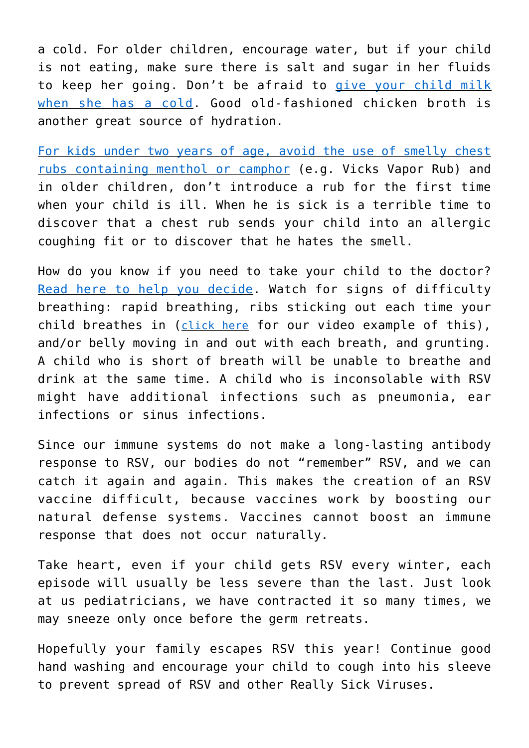a cold. For older children, encourage water, but if your child is not eating, make sure there is salt and sugar in her fluids to keep her going. Don't be afraid to give your child milk when she has a cold. Good old-fashioned chicken broth is another great source of hydration.

For kids under two years of age, avoid the use of smelly chest rubs containing menthol or camphor (e.g. Vicks Vapor Rub) and in older children, don't introduce a rub for the first time when your child is ill. When he is sick is a terrible time to discover that a chest rub sends your child into an allergic coughing fit or to discover that he hates the smell.

How do you know if you need to take your child to the doctor? Read here to help you decide. Watch for signs of difficulty breathing: rapid breathing, ribs sticking out each time your child breathes in (click here for our video example of this), and/or belly moving in and out with each breath, and grunting. A child who is short of breath will be unable to breathe and drink at the same time. A child who is inconsolable with RSV might have additional infections such as pneumonia, ear infections or sinus infections.

Since our immune systems do not make a long-lasting antibody response to RSV, our bodies do not "remember" RSV, and we can catch it again and again. This makes the creation of an RSV vaccine difficult, because vaccines work by boosting our natural defense systems. Vaccines cannot boost an immune response that does not occur naturally.

Take heart, even if your child gets RSV every winter, each episode will usually be less severe than the last. Just look at us pediatricians, we have contracted it so many times, we may sneeze only once before the germ retreats.

Hopefully your family escapes RSV this year! Continue good hand washing and encourage your child to cough into his sleeve to prevent spread of RSV and other Really Sick Viruses.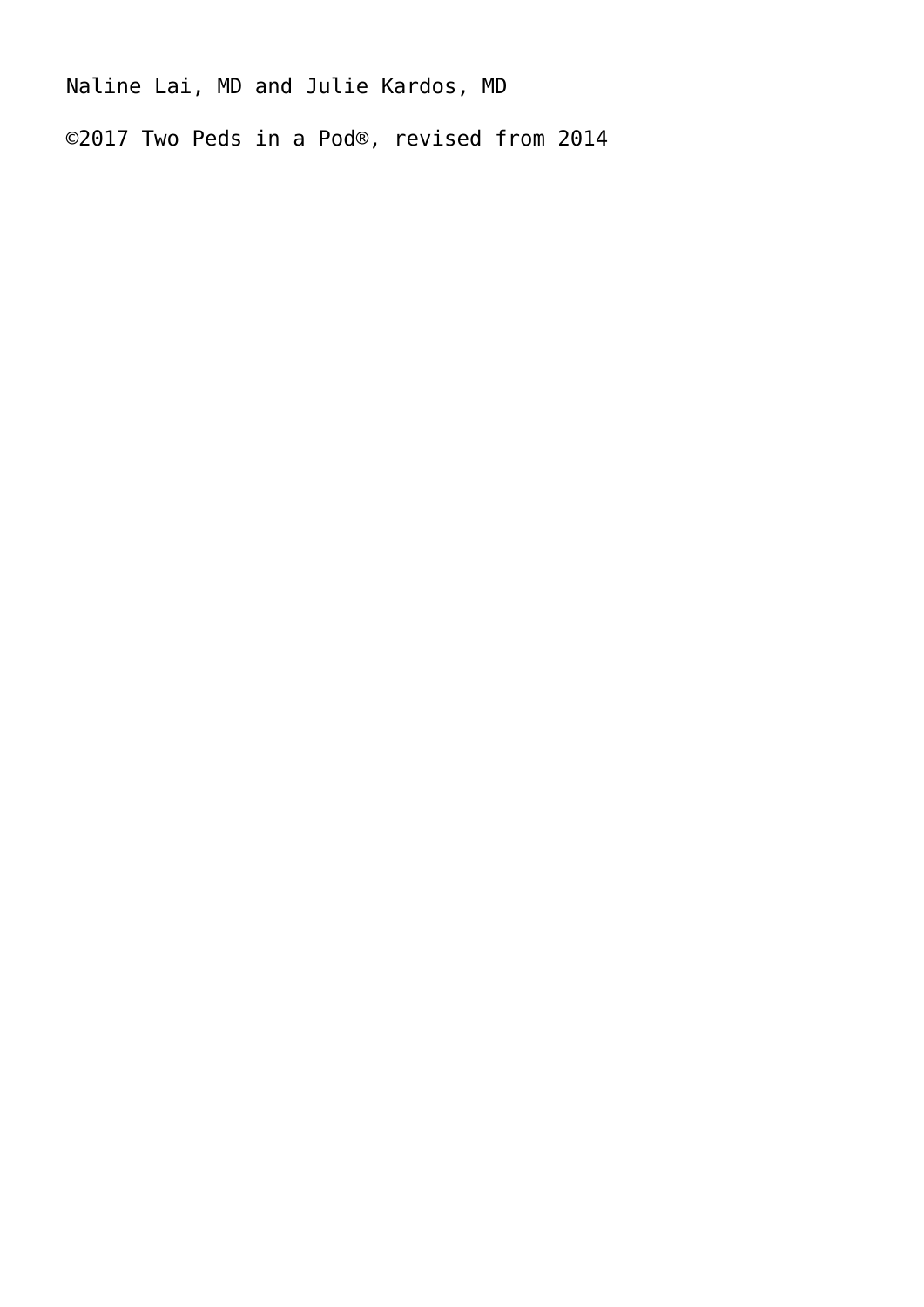Naline Lai, MD and Julie Kardos, MD

©2017 Two Peds in a Pod®, revised from 2014